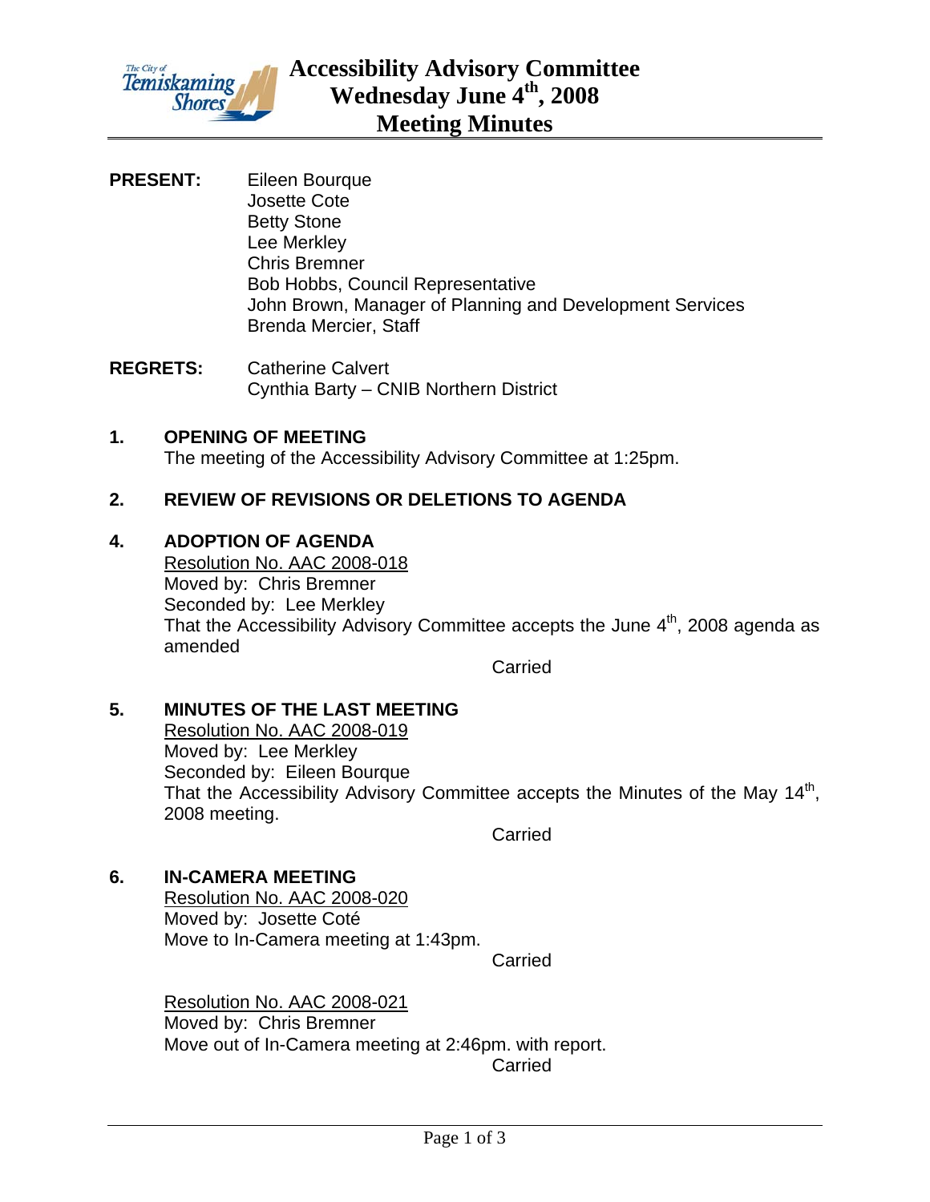# Accessibility Advisory Committee
## Wednesday June 4th, 2008
## Meeting Minutes

**PRESENT:**
Eileen Bourque
Josette Cote
Betty Stone
Lee Merkley
Chris Bremner
Bob Hobbs, Council Representative
John Brown, Manager of Planning and Development Services
Brenda Mercier, Staff

**REGRETS:**
Catherine Calvert
Cynthia Barty – CNIB Northern District

**1. OPENING OF MEETING**

The meeting of the Accessibility Advisory Committee at 1:25pm.

**2. REVIEW OF REVISIONS OR DELETIONS TO AGENDA**

**4. ADOPTION OF AGENDA**

Resolution No. AAC 2008-018
Moved by: Chris Bremner
Seconded by: Lee Merkley
That the Accessibility Advisory Committee accepts the June 4th, 2008 agenda as amended

Carried

**5. MINUTES OF THE LAST MEETING**

Resolution No. AAC 2008-019
Moved by: Lee Merkley
Seconded by: Eileen Bourque
That the Accessibility Advisory Committee accepts the Minutes of the May 14th, 2008 meeting.

Carried

**6. IN-CAMERA MEETING**

Resolution No. AAC 2008-020
Moved by: Josette Coté
Move to In-Camera meeting at 1:43pm.

Carried

Resolution No. AAC 2008-021
Moved by: Chris Bremner
Move out of In-Camera meeting at 2:46pm. with report.

Carried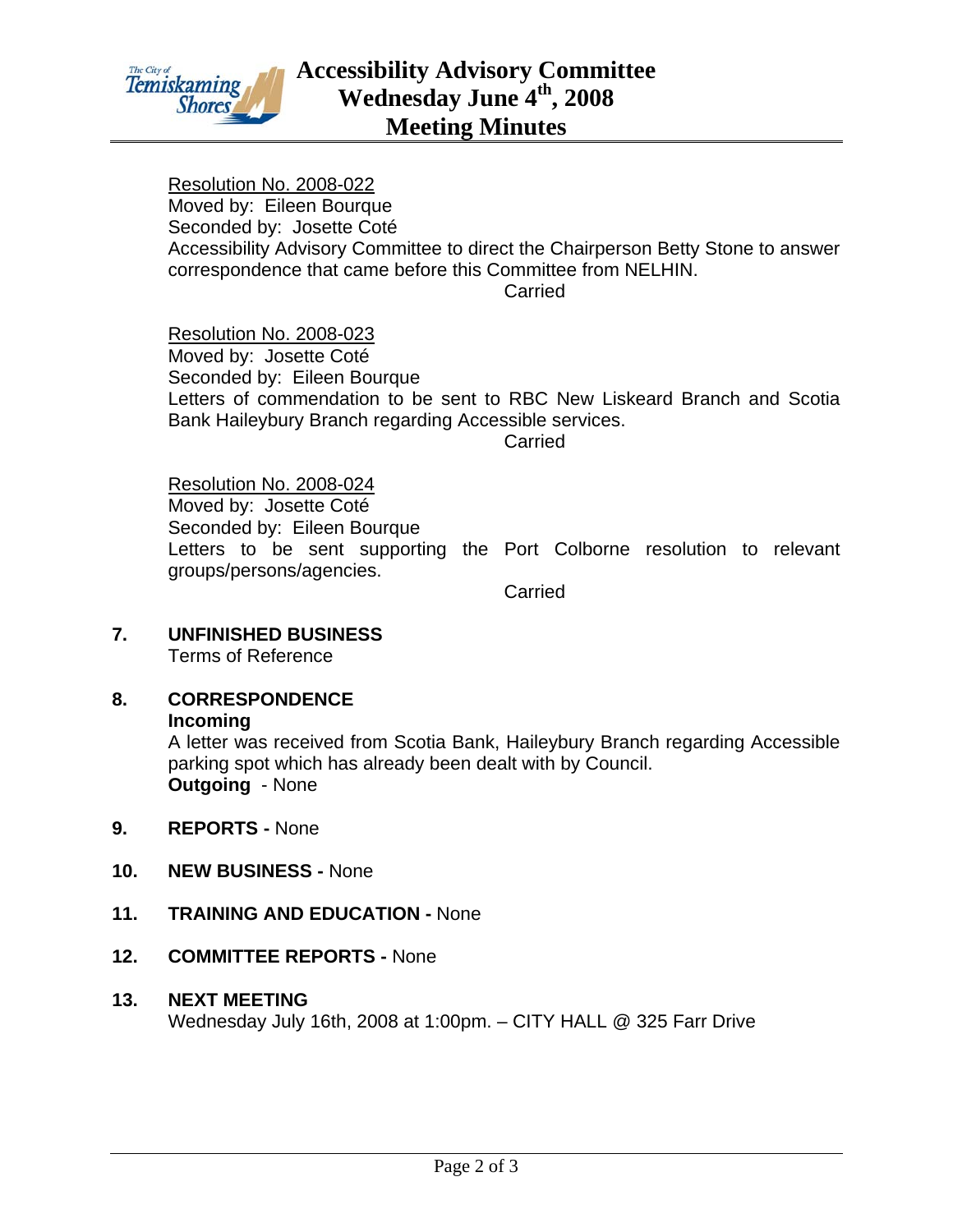Resolution No. 2008-022
Moved by: Eileen Bourque
Seconded by: Josette Coté
Accessibility Advisory Committee to direct the Chairperson Betty Stone to answer correspondence that came before this Committee from NELHIN.

Carried

Resolution No. 2008-023
Moved by: Josette Coté
Seconded by: Eileen Bourque
Letters of commendation to be sent to RBC New Liskeard Branch and Scotia Bank Haileybury Branch regarding Accessible services.

Carried

Resolution No. 2008-024
Moved by: Josette Coté
Seconded by: Eileen Bourque
Letters to be sent supporting the Port Colborne resolution to relevant groups/persons/agencies.

Carried

**7. UNFINISHED BUSINESS**

Terms of Reference

**8. CORRESPONDENCE**

**Incoming**

A letter was received from Scotia Bank, Haileybury Branch regarding Accessible parking spot which has already been dealt with by Council.

**Outgoing** - None

**9. REPORTS -** None

**10. NEW BUSINESS -** None

**11. TRAINING AND EDUCATION -** None

**12. COMMITTEE REPORTS -** None

**13. NEXT MEETING**

Wednesday July 16th, 2008 at 1:00pm. – CITY HALL @ 325 Farr Drive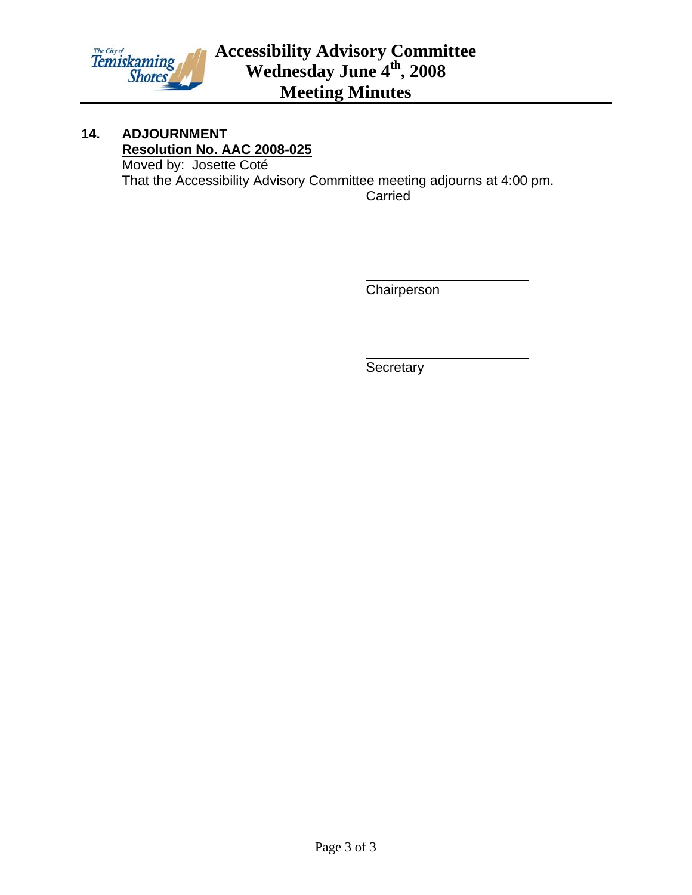**14. ADJOURNMENT**

**Resolution No. AAC 2008-025**

Moved by: Josette Coté

That the Accessibility Advisory Committee meeting adjourns at 4:00 pm.

Carried

Chairperson

Secretary